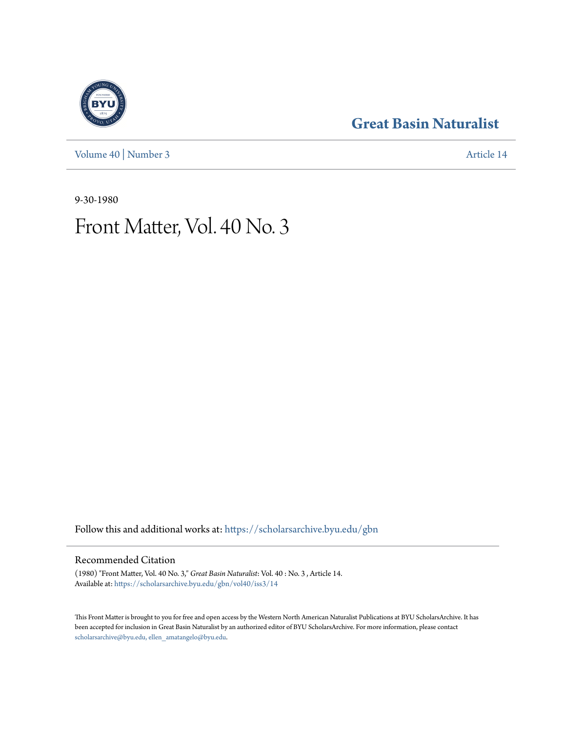# Great Basin Naturalist

Volume 40 | Number 3 Article 14

9-30-1980

# Front Matter, Vol. 40 No. 3

Follow this and additional works at: https://scholarsarchive.byu.edu/gbn

## Recommended Citation

(1980) "Front Matter, Vol. 40 No. 3," *Great Basin Naturalist*: Vol. 40 : No. 3 , Article 14.
Available at: https://scholarsarchive.byu.edu/gbn/vol40/iss3/14

This Front Matter is brought to you for free and open access by the Western North American Naturalist Publications at BYU ScholarsArchive. It has been accepted for inclusion in Great Basin Naturalist by an authorized editor of BYU ScholarsArchive. For more information, please contact scholarsarchive@byu.edu, ellen_amatangelo@byu.edu.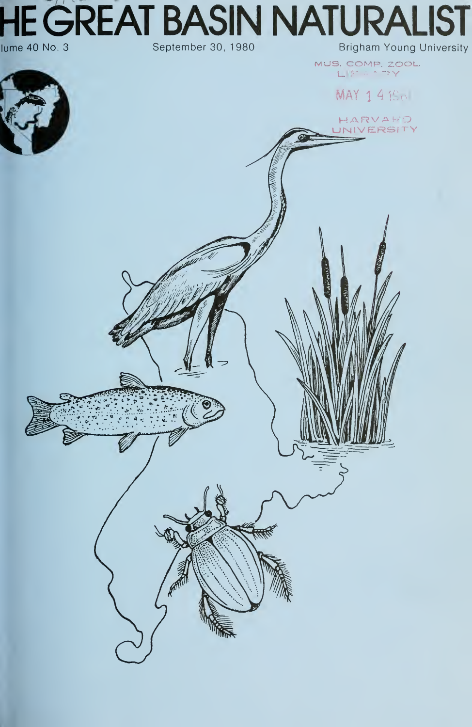# HE GREAT BASIN NATURALIST

lume 40 No. 3 | September 30, 1980 | Brigham Young University

MUS. COMP. ZOOL. LIBRARY

MAY 14 1981

HARVARD UNIVERSITY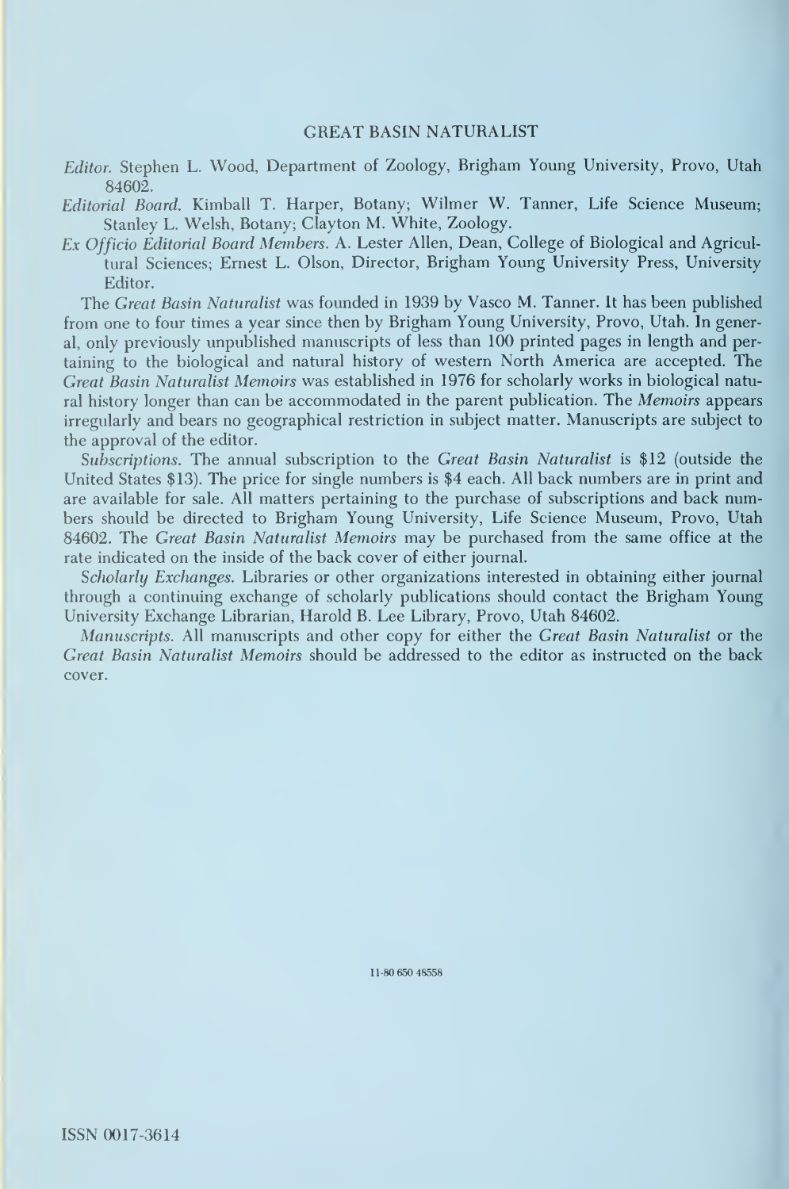# GREAT BASIN NATURALIST

*Editor.* Stephen L. Wood, Department of Zoology, Brigham Young University, Provo, Utah 84602.

*Editorial Board.* Kimball T. Harper, Botany; Wilmer W. Tanner, Life Science Museum; Stanley L. Welsh, Botany; Clayton M. White, Zoology.

*Ex Officio Editorial Board Members.* A. Lester Allen, Dean, College of Biological and Agricultural Sciences; Ernest L. Olson, Director, Brigham Young University Press, University Editor.

The *Great Basin Naturalist* was founded in 1939 by Vasco M. Tanner. It has been published from one to four times a year since then by Brigham Young University, Provo, Utah. In general, only previously unpublished manuscripts of less than 100 printed pages in length and pertaining to the biological and natural history of western North America are accepted. The *Great Basin Naturalist Memoirs* was established in 1976 for scholarly works in biological natural history longer than can be accommodated in the parent publication. The *Memoirs* appears irregularly and bears no geographical restriction in subject matter. Manuscripts are subject to the approval of the editor.

*Subscriptions.* The annual subscription to the *Great Basin Naturalist* is $12 (outside the United States $13). The price for single numbers is $4 each. All back numbers are in print and are available for sale. All matters pertaining to the purchase of subscriptions and back numbers should be directed to Brigham Young University, Life Science Museum, Provo, Utah 84602. The *Great Basin Naturalist Memoirs* may be purchased from the same office at the rate indicated on the inside of the back cover of either journal.

*Scholarly Exchanges.* Libraries or other organizations interested in obtaining either journal through a continuing exchange of scholarly publications should contact the Brigham Young University Exchange Librarian, Harold B. Lee Library, Provo, Utah 84602.

*Manuscripts.* All manuscripts and other copy for either the *Great Basin Naturalist* or the *Great Basin Naturalist Memoirs* should be addressed to the editor as instructed on the back cover.

11-80 650 48558

ISSN 0017-3614